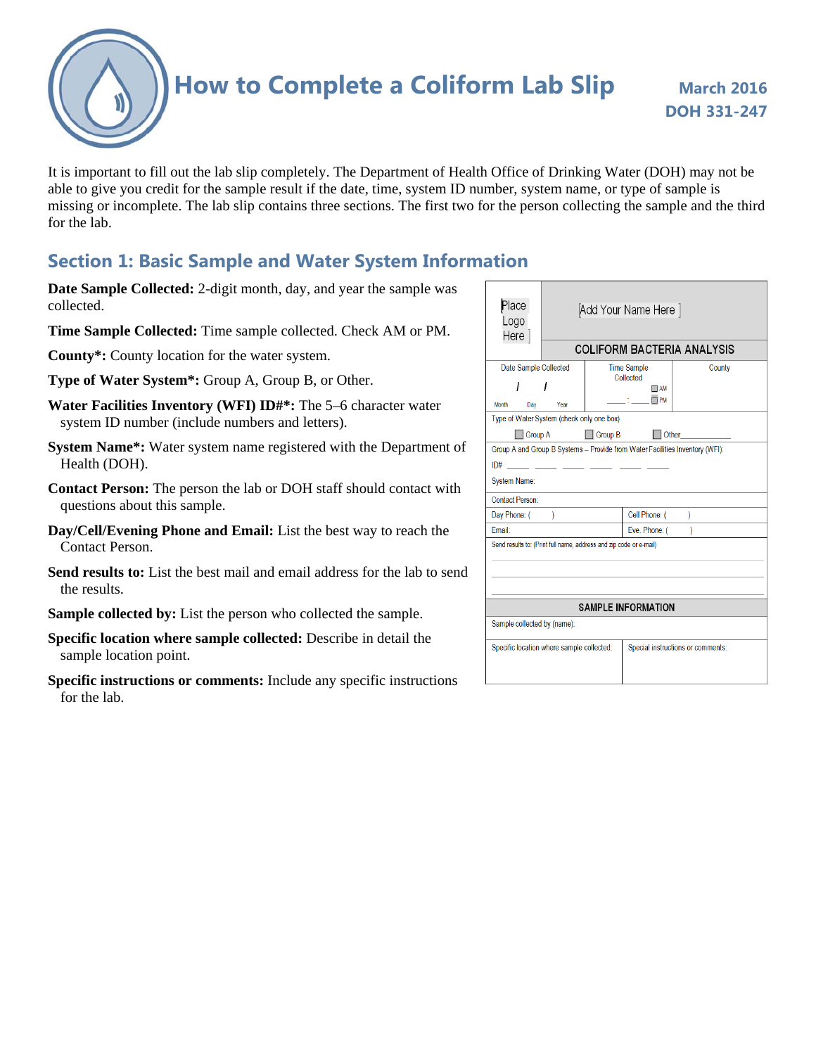# How to Complete a Coliform Lab Slip

**March 2016**
**DOH 331-247**

It is important to fill out the lab slip completely. The Department of Health Office of Drinking Water (DOH) may not be able to give you credit for the sample result if the date, time, system ID number, system name, or type of sample is missing or incomplete. The lab slip contains three sections. The first two for the person collecting the sample and the third for the lab.

## Section 1: Basic Sample and Water System Information

**Date Sample Collected:** 2-digit month, day, and year the sample was collected.

**Time Sample Collected:** Time sample collected. Check AM or PM.

**County*:** County location for the water system.

**Type of Water System*:** Group A, Group B, or Other.

**Water Facilities Inventory (WFI) ID#*:** The 5–6 character water system ID number (include numbers and letters).

**System Name*:** Water system name registered with the Department of Health (DOH).

**Contact Person:** The person the lab or DOH staff should contact with questions about this sample.

**Day/Cell/Evening Phone and Email:** List the best way to reach the Contact Person.

**Send results to:** List the best mail and email address for the lab to send the results.

**Sample collected by:** List the person who collected the sample.

**Specific location where sample collected:** Describe in detail the sample location point.

**Specific instructions or comments:** Include any specific instructions for the lab.

| Place Logo Here | Add Your Name Here | |
|---|---|---|
| | COLIFORM BACTERIA ANALYSIS | |
| Date Sample Collected<br>/ /<br>Month Day Year | Time Sample Collected<br>___ : ___ ☐ AM ☐ PM | County |
| Type of Water System (check only one box)<br>☐ Group A ☐ Group B ☐ Other______ | | |
| Group A and Group B Systems – Provide from Water Facilities Inventory (WFI):<br>ID# ___ ___ ___ ___ ___ ___<br>System Name: | | |
| Contact Person: | | |
| Day Phone: ( ) | Cell Phone: ( ) | |
| Email: | Eve. Phone: ( ) | |
| Send results to: (Print full name, address and zip code or e-mail) | | |
| SAMPLE INFORMATION | | |
| Sample collected by (name): | | |
| Specific location where sample collected: | Special instructions or comments: | |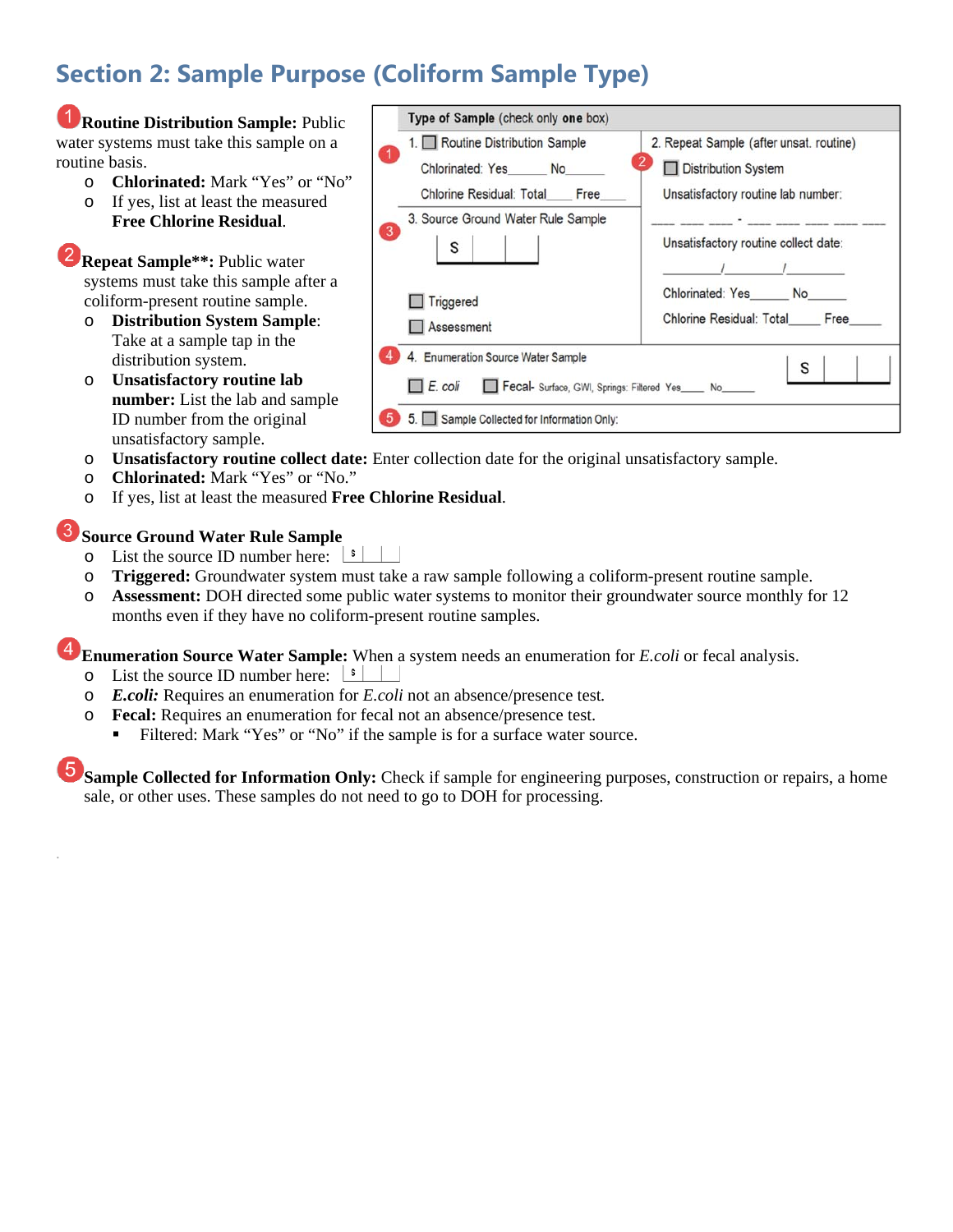## Section 2: Sample Purpose (Coliform Sample Type)

| Type of Sample (check only **one** box) | |
|---|---|
| ① 1. ☐ Routine Distribution Sample<br>Chlorinated: Yes_____ No_____<br>Chlorine Residual: Total____ Free____ | ② 2. Repeat Sample (after unsat. routine)<br>☐ Distribution System<br>Unsatisfactory routine lab number:<br>\_\_\_ \_\_\_ \_\_\_ - \_\_\_ \_\_\_ \_\_\_ \_\_\_ \_\_\_<br>Unsatisfactory routine collect date:<br>\_\_\_\_\_\_/\_\_\_\_\_\_/\_\_\_\_\_\_<br>Chlorinated: Yes_____ No_____<br>Chlorine Residual: Total_____ Free_____ |
| ③ 3. Source Ground Water Rule Sample<br>S \| \| \|<br>☐ Triggered<br>☐ Assessment | |
| ④ 4. Enumeration Source Water Sample<br>☐ *E. coli* ☐ Fecal- Surface, GWI, Springs: Filtered Yes____ No_____ | S \| \| \| |
| ⑤ 5. ☐ Sample Collected for Information Only: | |

① **Routine Distribution Sample:** Public water systems must take this sample on a routine basis.

- **Chlorinated:** Mark "Yes" or "No"
- If yes, list at least the measured **Free Chlorine Residual**.

② **Repeat Sample\*\*:** Public water systems must take this sample after a coliform-present routine sample.

- **Distribution System Sample**: Take at a sample tap in the distribution system.
- **Unsatisfactory routine lab number:** List the lab and sample ID number from the original unsatisfactory sample.
- **Unsatisfactory routine collect date:** Enter collection date for the original unsatisfactory sample.
- **Chlorinated:** Mark "Yes" or "No."
- If yes, list at least the measured **Free Chlorine Residual**.

③ **Source Ground Water Rule Sample**

- List the source ID number here: S | | |
- **Triggered:** Groundwater system must take a raw sample following a coliform-present routine sample.
- **Assessment:** DOH directed some public water systems to monitor their groundwater source monthly for 12 months even if they have no coliform-present routine samples.

④ **Enumeration Source Water Sample:** When a system needs an enumeration for *E.coli* or fecal analysis.

- List the source ID number here: S | | |
- ***E.coli:*** Requires an enumeration for *E.coli* not an absence/presence test.
- **Fecal:** Requires an enumeration for fecal not an absence/presence test.
  - Filtered: Mark "Yes" or "No" if the sample is for a surface water source.

⑤ **Sample Collected for Information Only:** Check if sample for engineering purposes, construction or repairs, a home sale, or other uses. These samples do not need to go to DOH for processing.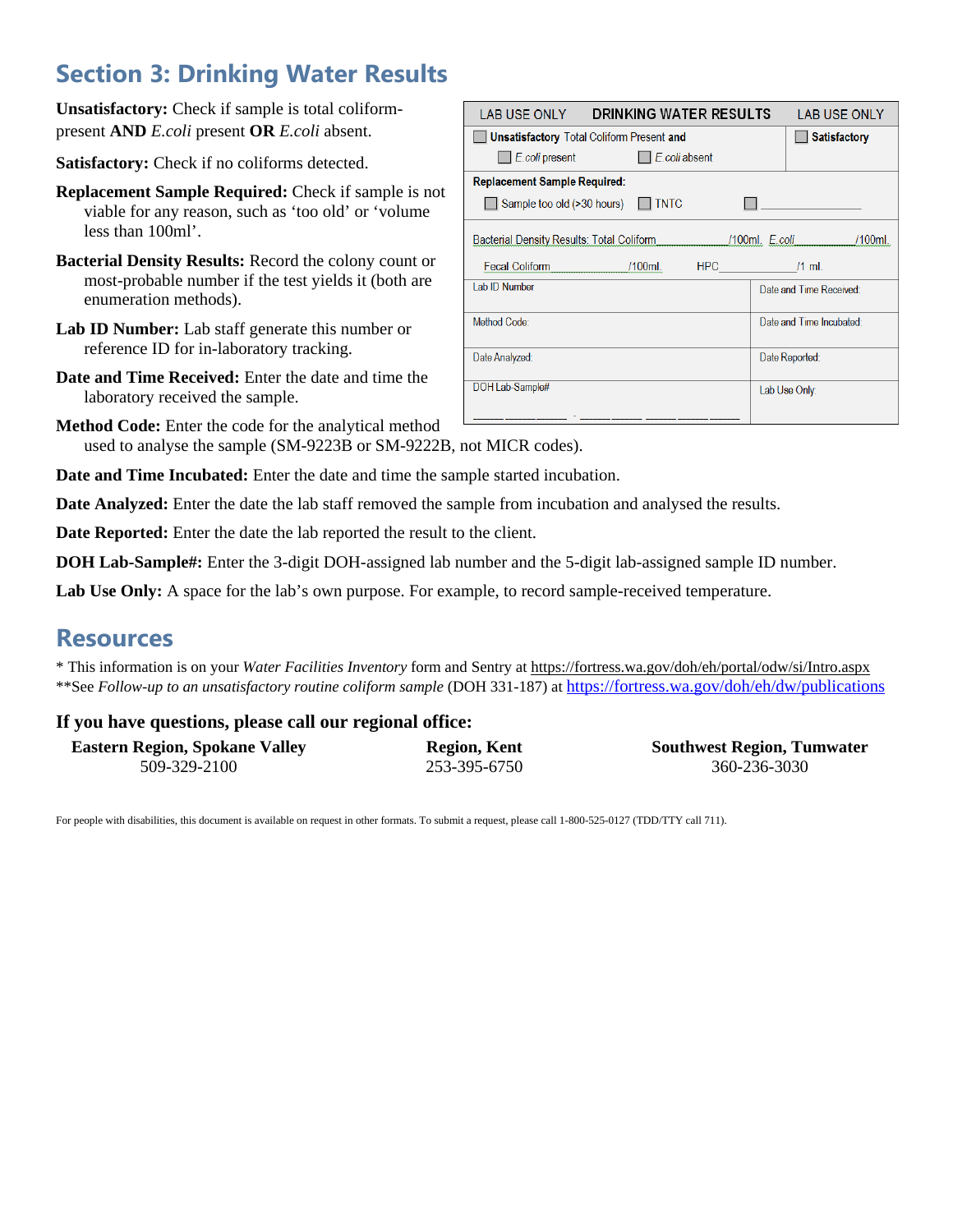## Section 3: Drinking Water Results

**Unsatisfactory:** Check if sample is total coliform-present **AND** *E.coli* present **OR** *E.coli* absent.

**Satisfactory:** Check if no coliforms detected.

**Replacement Sample Required:** Check if sample is not viable for any reason, such as 'too old' or 'volume less than 100ml'.

**Bacterial Density Results:** Record the colony count or most-probable number if the test yields it (both are enumeration methods).

**Lab ID Number:** Lab staff generate this number or reference ID for in-laboratory tracking.

**Date and Time Received:** Enter the date and time the laboratory received the sample.

| LAB USE ONLY DRINKING WATER RESULTS | LAB USE ONLY |
|---|---|
| ☐ **Unsatisfactory** Total Coliform Present and ☐ *E coli* present ☐ *E coli* absent | ☐ **Satisfactory** |
| **Replacement Sample Required:** ☐ Sample too old (>30 hours) ☐ TNTC ☐ ________ | |
| Bacterial Density Results: Total Coliform ________/100ml. *E coli* ________/100ml. Fecal Coliform ________/100ml. HPC ________/1 ml. | |
| Lab ID Number | Date and Time Received: |
| Method Code: | Date and Time Incubated: |
| Date Analyzed: | Date Reported: |
| DOH Lab-Sample# ___ ___ ___ - ___ ___ ___ ___ ___ | Lab Use Only: |

**Method Code:** Enter the code for the analytical method used to analyse the sample (SM-9223B or SM-9222B, not MICR codes).

**Date and Time Incubated:** Enter the date and time the sample started incubation.

**Date Analyzed:** Enter the date the lab staff removed the sample from incubation and analysed the results.

**Date Reported:** Enter the date the lab reported the result to the client.

**DOH Lab-Sample#:** Enter the 3-digit DOH-assigned lab number and the 5-digit lab-assigned sample ID number.

**Lab Use Only:** A space for the lab's own purpose. For example, to record sample-received temperature.

## Resources

* This information is on your *Water Facilities Inventory* form and Sentry at https://fortress.wa.gov/doh/eh/portal/odw/si/Intro.aspx
**See *Follow-up to an unsatisfactory routine coliform sample* (DOH 331-187) at https://fortress.wa.gov/doh/eh/dw/publications

### If you have questions, please call our regional office:

| **Eastern Region, Spokane Valley** | **Region, Kent** | **Southwest Region, Tumwater** |
|---|---|---|
| 509-329-2100 | 253-395-6750 | 360-236-3030 |

For people with disabilities, this document is available on request in other formats. To submit a request, please call 1-800-525-0127 (TDD/TTY call 711).